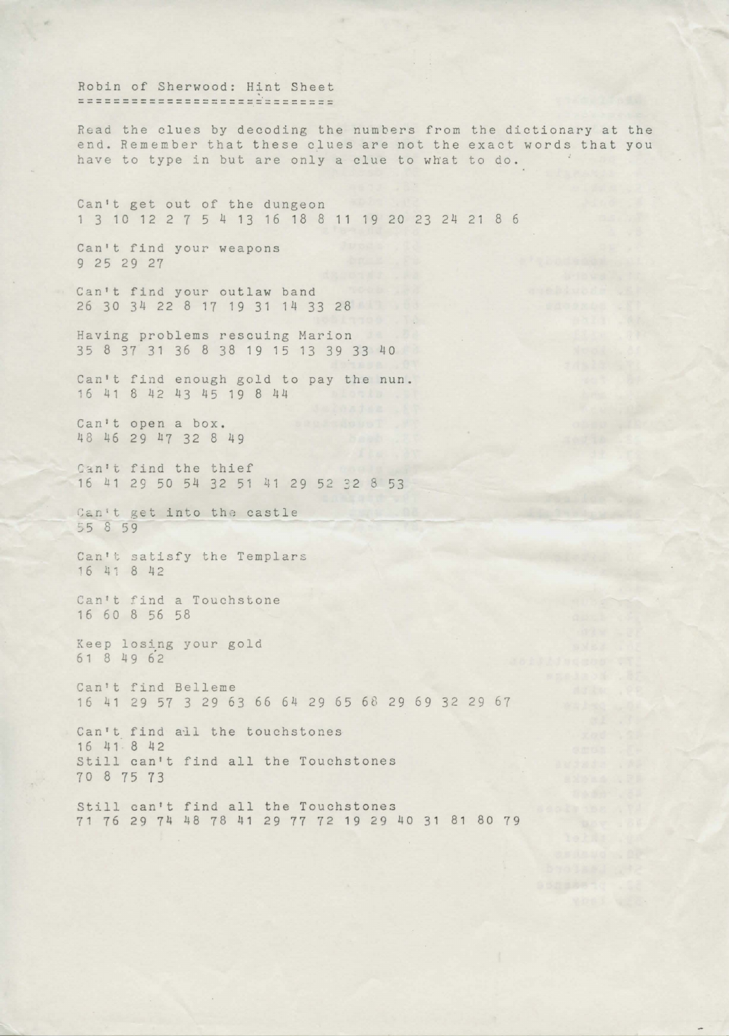# Robin of Sherwood: Hint Sheet

Read the clues by decoding the numbers from the dictionary at the end. Remember that these clues are not the exact words that you have to type in but are only a clue to what to do.

Can't get out of the dungeon
1 3 10 12 2 7 5 4 13 16 18 8 11 19 20 23 24 21 8 6

Can't find your weapons
9 25 29 27

Can't find your outlaw band
26 30 34 22 8 17 19 31 14 33 28

Having problems rescuing Marion
35 8 37 31 36 8 38 19 15 13 39 33 40

Can't find enough gold to pay the nun.
16 41 8 42 43 45 19 8 44

Can't open a box.
48 46 29 47 32 8 49

Can't find the thief
16 41 29 50 54 32 51 41 29 52 32 8 53

Can't get into the castle
55 8 59

Can't satisfy the Templars
16 41 8 42

Can't find a Touchstone
16 60 8 56 58

Keep losing your gold
61 8 49 62

Can't find Belleme
16 41 29 57 3 29 63 66 64 29 65 68 29 69 32 29 67

Can't find all the touchstones
16 41 8 42
Still can't find all the Touchstones
70 8 75 73

Still can't find all the Touchstones
71 76 29 74 48 78 41 29 77 72 19 29 40 31 81 80 79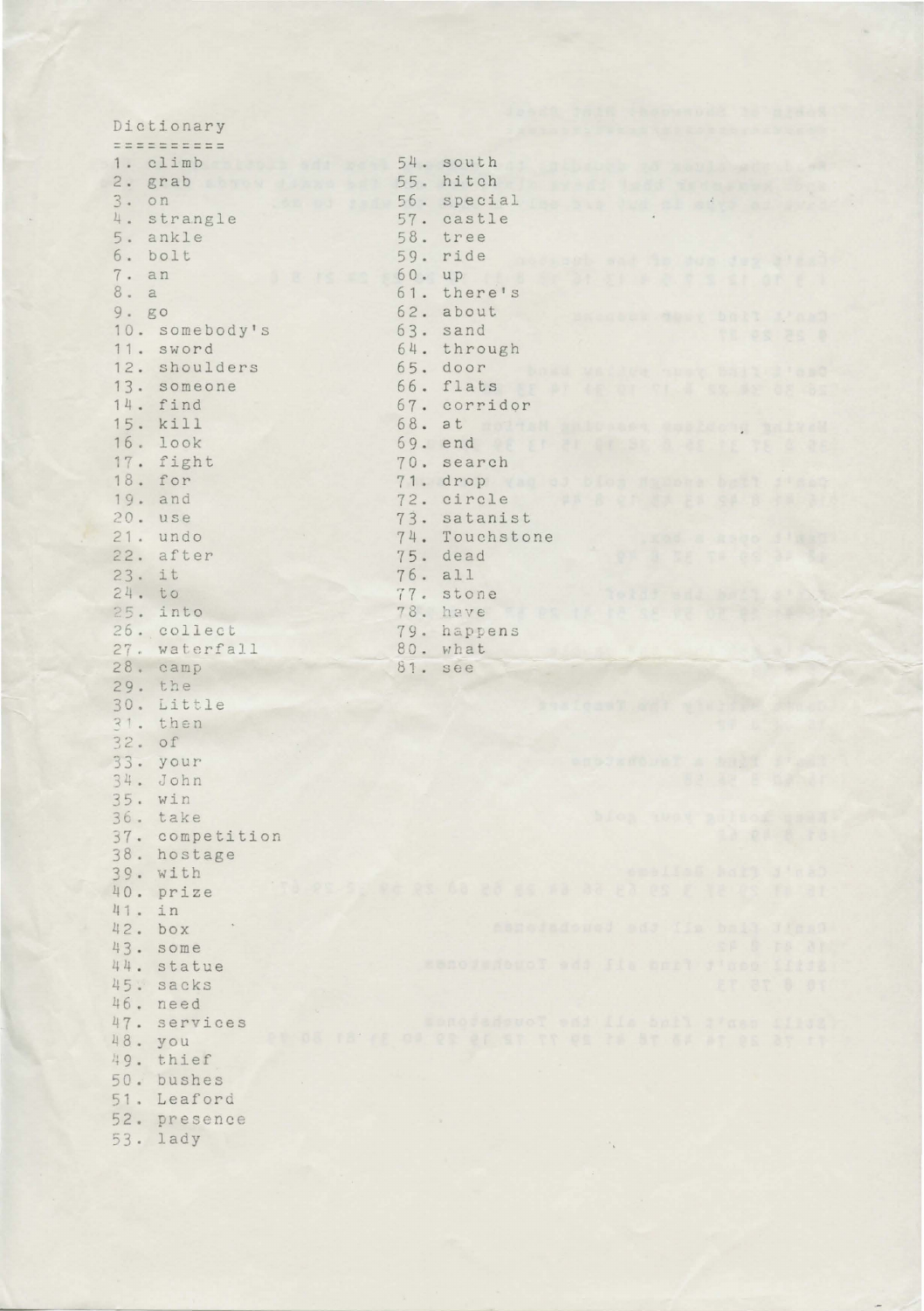Dictionary
==========

1. climb
2. grab
3. on
4. strangle
5. ankle
6. bolt
7. an
8. a
9. go
10. somebody's
11. sword
12. shoulders
13. someone
14. find
15. kill
16. look
17. fight
18. for
19. and
20. use
21. undo
22. after
23. it
24. to
25. into
26. collect
27. waterfall
28. camp
29. the
30. Little
31. then
32. of
33. your
34. John
35. win
36. take
37. competition
38. hostage
39. with
40. prize
41. in
42. box
43. some
44. statue
45. sacks
46. need
47. services
48. you
49. thief
50. bushes
51. Leaford
52. presence
53. lady
54. south
55. hitch
56. special
57. castle
58. tree
59. ride
60. up
61. there's
62. about
63. sand
64. through
65. door
66. flats
67. corridor
68. at
69. end
70. search
71. drop
72. circle
73. satanist
74. Touchstone
75. dead
76. all
77. stone
78. have
79. happens
80. what
81. see